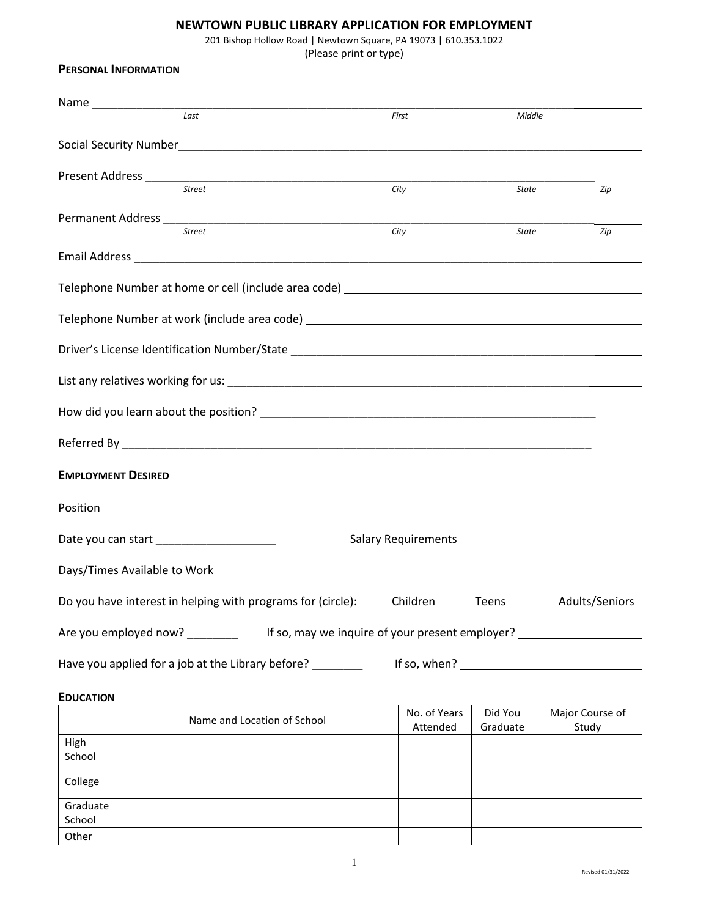# NEWTOWN PUBLIC LIBRARY APPLICATION FOR EMPLOYMENT

201 Bishop Hollow Road | Newtown Square, PA 19073 | 610.353.1022

(Please print or type)

## PERSONAL INFORMATION

Name ______________________________________________________________________
*Last* *First* *Middle*

Social Security Number______________________________________________________

Present Address ____________________________________________________________
*Street* *City* *State* *Zip*

Permanent Address __________________________________________________________
*Street* *City* *State* *Zip*

Email Address ______________________________________________________________

Telephone Number at home or cell (include area code) ______________________________

Telephone Number at work (include area code) ___________________________________

Driver's License Identification Number/State _____________________________________

List any relatives working for us: _______________________________________________

How did you learn about the position? ___________________________________________

Referred By ________________________________________________________________

## EMPLOYMENT DESIRED

Position ___________________________________________________________________

Date you can start ____________________ Salary Requirements ____________________

Days/Times Available to Work _________________________________________________

Do you have interest in helping with programs for (circle): Children Teens Adults/Seniors

Are you employed now? ________ If so, may we inquire of your present employer? ____________

Have you applied for a job at the Library before? ________ If so, when? ____________________

## EDUCATION

| | Name and Location of School | No. of Years Attended | Did You Graduate | Major Course of Study |
|---|---|---|---|---|
| High School | | | | |
| College | | | | |
| Graduate School | | | | |
| Other | | | | |

Revised 01/31/2022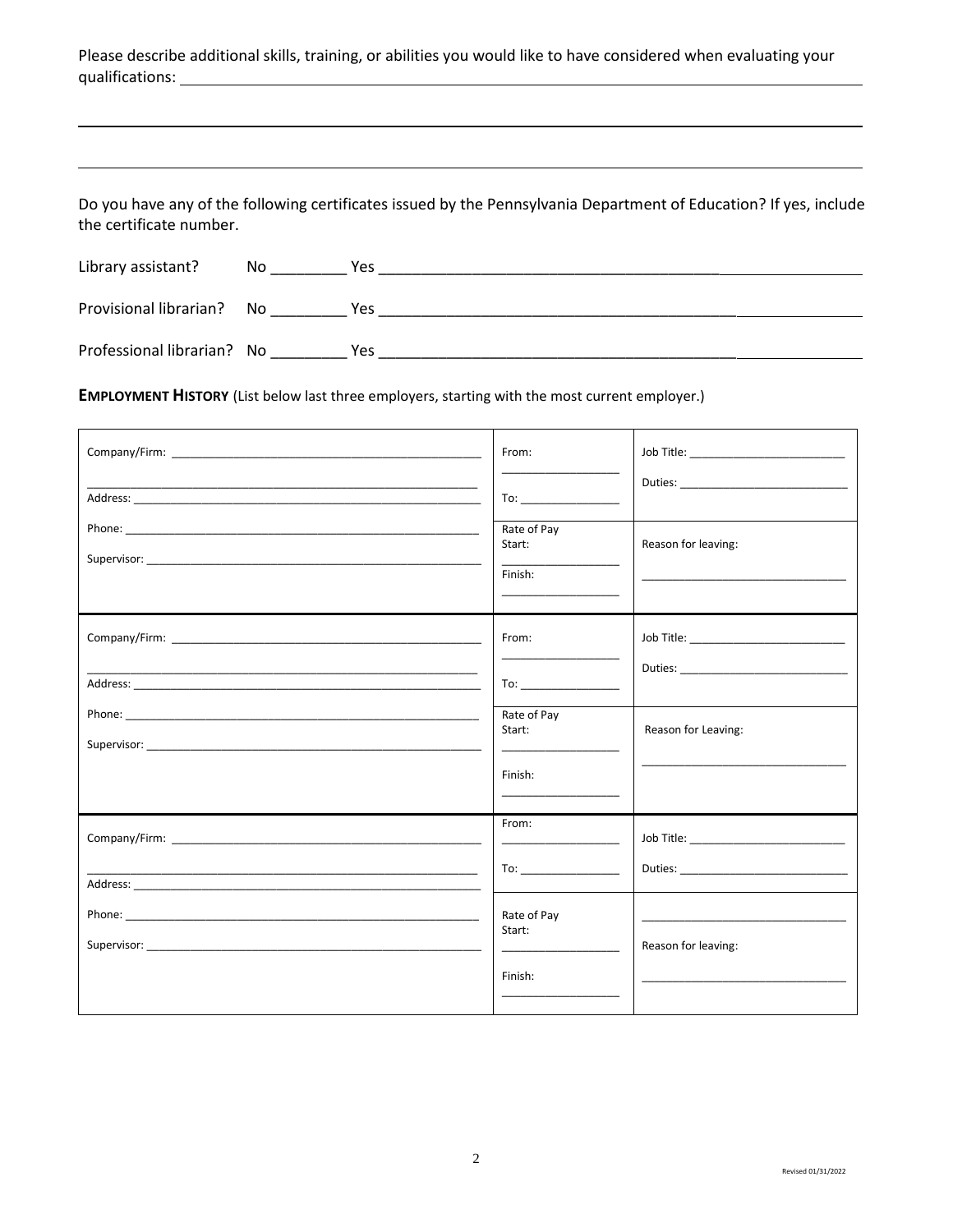Please describe additional skills, training, or abilities you would like to have considered when evaluating your qualifications: ______________________________________________________________

______________________________________________________________________________

______________________________________________________________________________

Do you have any of the following certificates issued by the Pennsylvania Department of Education? If yes, include the certificate number.

Library assistant? No _________ Yes ______________________________________________________

Provisional librarian? No _________ Yes ______________________________________________________

Professional librarian? No _________ Yes ______________________________________________________

**EMPLOYMENT HISTORY** (List below last three employers, starting with the most current employer.)

| | | |
|---|---|---|
| Company/Firm: ______________________________<br>______________________________<br>Address: ______________________________<br>Phone: ______________________________<br>Supervisor: ______________________________ | From: ____________<br>To: ____________<br>Rate of Pay<br>Start: ____________<br>Finish: ____________ | Job Title: ____________<br>Duties: ____________<br>Reason for leaving:<br>____________ |
| Company/Firm: ______________________________<br>______________________________<br>Address: ______________________________<br>Phone: ______________________________<br>Supervisor: ______________________________ | From: ____________<br>To: ____________<br>Rate of Pay<br>Start: ____________<br>Finish: ____________ | Job Title: ____________<br>Duties: ____________<br>Reason for Leaving:<br>____________ |
| Company/Firm: ______________________________<br>______________________________<br>Address: ______________________________<br>Phone: ______________________________<br>Supervisor: ______________________________ | From: ____________<br>To: ____________<br>Rate of Pay<br>Start: ____________<br>Finish: ____________ | Job Title: ____________<br>Duties: ____________<br>____________<br>Reason for leaving:<br>____________ |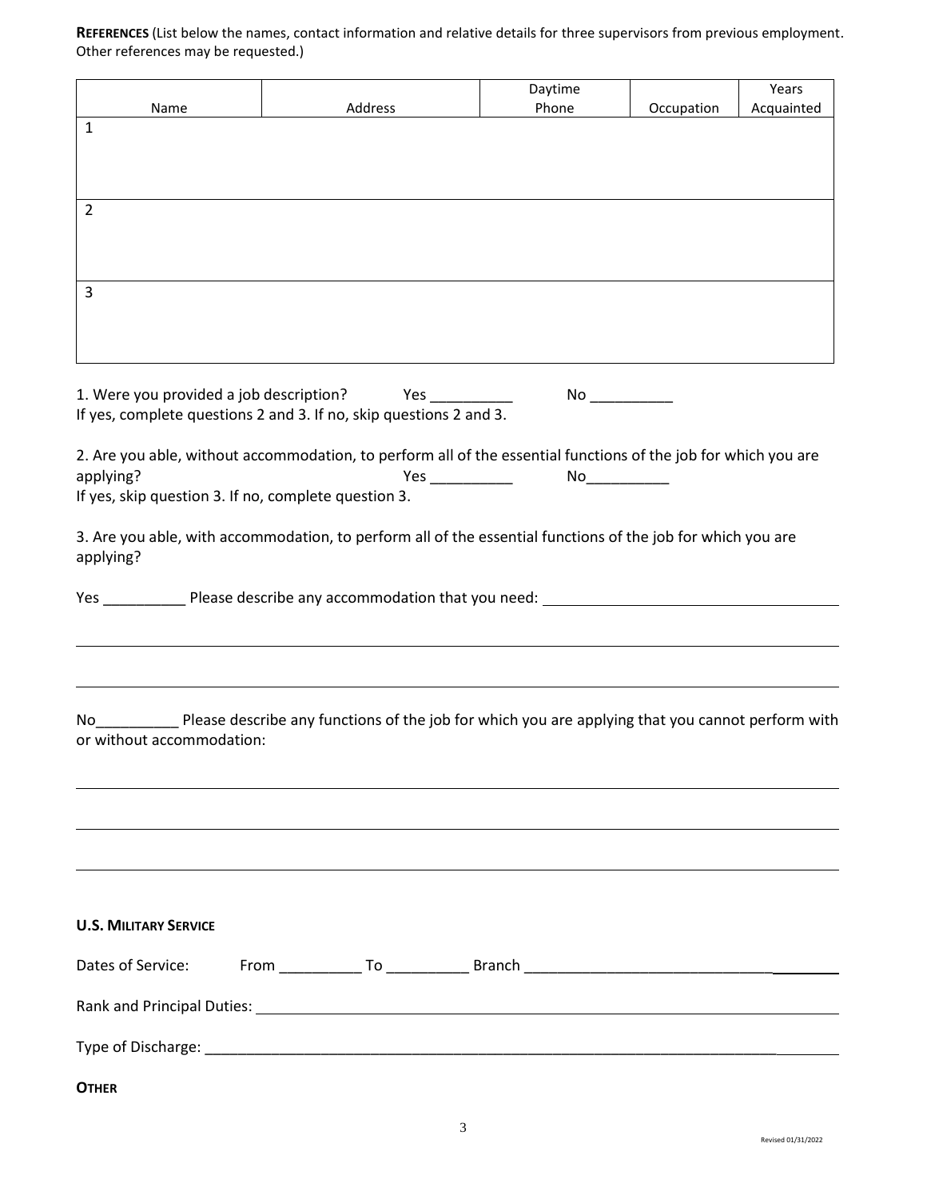**REFERENCES** (List below the names, contact information and relative details for three supervisors from previous employment. Other references may be requested.)

| Name | Address | Daytime Phone | Occupation | Years Acquainted |
|---|---|---|---|---|
| 1 | | | | |
| 2 | | | | |
| 3 | | | | |

1. Were you provided a job description? Yes __________ No __________
If yes, complete questions 2 and 3. If no, skip questions 2 and 3.

2. Are you able, without accommodation, to perform all of the essential functions of the job for which you are applying? Yes __________ No__________
If yes, skip question 3. If no, complete question 3.

3. Are you able, with accommodation, to perform all of the essential functions of the job for which you are applying?

Yes __________ Please describe any accommodation that you need: ____________________________________

______________________________________________________________________________

______________________________________________________________________________

No__________ Please describe any functions of the job for which you are applying that you cannot perform with or without accommodation:

______________________________________________________________________________

______________________________________________________________________________

______________________________________________________________________________

**U.S. MILITARY SERVICE**

Dates of Service: From __________ To __________ Branch ______________________________________

Rank and Principal Duties: ____________________________________________________________

Type of Discharge: ________________________________________________________________________

**OTHER**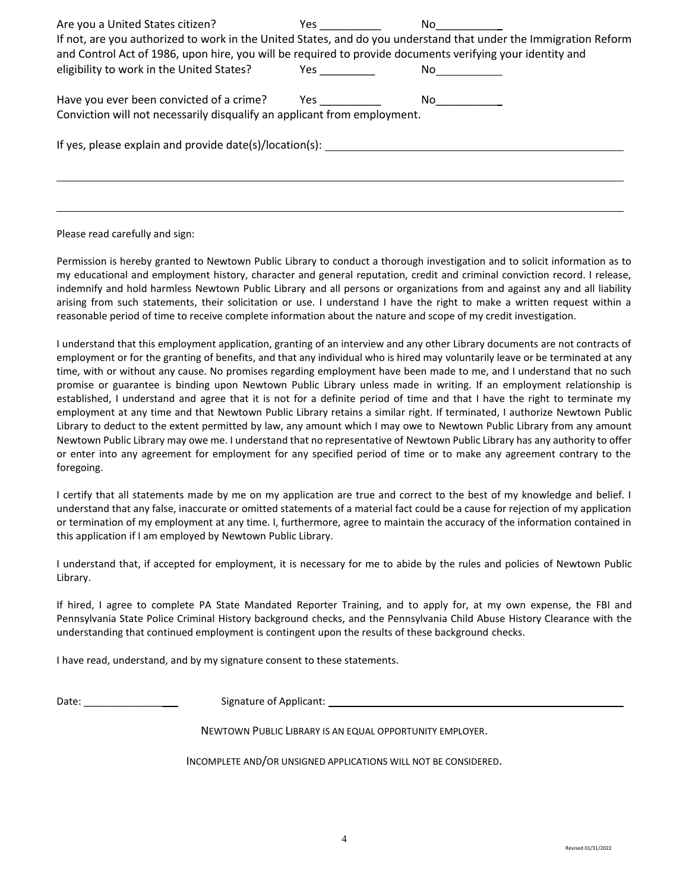Are you a United States citizen? Yes __________ No__________

If not, are you authorized to work in the United States, and do you understand that under the Immigration Reform and Control Act of 1986, upon hire, you will be required to provide documents verifying your identity and eligibility to work in the United States? Yes _________ No___________

Have you ever been convicted of a crime? Yes __________ No__________

Conviction will not necessarily disqualify an applicant from employment.

If yes, please explain and provide date(s)/location(s): ________________________________________________

________________________________________________________________________________________________

________________________________________________________________________________________________

Please read carefully and sign:

Permission is hereby granted to Newtown Public Library to conduct a thorough investigation and to solicit information as to my educational and employment history, character and general reputation, credit and criminal conviction record. I release, indemnify and hold harmless Newtown Public Library and all persons or organizations from and against any and all liability arising from such statements, their solicitation or use. I understand I have the right to make a written request within a reasonable period of time to receive complete information about the nature and scope of my credit investigation.

I understand that this employment application, granting of an interview and any other Library documents are not contracts of employment or for the granting of benefits, and that any individual who is hired may voluntarily leave or be terminated at any time, with or without any cause. No promises regarding employment have been made to me, and I understand that no such promise or guarantee is binding upon Newtown Public Library unless made in writing. If an employment relationship is established, I understand and agree that it is not for a definite period of time and that I have the right to terminate my employment at any time and that Newtown Public Library retains a similar right. If terminated, I authorize Newtown Public Library to deduct to the extent permitted by law, any amount which I may owe to Newtown Public Library from any amount Newtown Public Library may owe me. I understand that no representative of Newtown Public Library has any authority to offer or enter into any agreement for employment for any specified period of time or to make any agreement contrary to the foregoing.

I certify that all statements made by me on my application are true and correct to the best of my knowledge and belief. I understand that any false, inaccurate or omitted statements of a material fact could be a cause for rejection of my application or termination of my employment at any time. I, furthermore, agree to maintain the accuracy of the information contained in this application if I am employed by Newtown Public Library.

I understand that, if accepted for employment, it is necessary for me to abide by the rules and policies of Newtown Public Library.

If hired, I agree to complete PA State Mandated Reporter Training, and to apply for, at my own expense, the FBI and Pennsylvania State Police Criminal History background checks, and the Pennsylvania Child Abuse History Clearance with the understanding that continued employment is contingent upon the results of these background checks.

I have read, understand, and by my signature consent to these statements.

Date: _________________ Signature of Applicant: ________________________________________________

NEWTOWN PUBLIC LIBRARY IS AN EQUAL OPPORTUNITY EMPLOYER.

INCOMPLETE AND/OR UNSIGNED APPLICATIONS WILL NOT BE CONSIDERED.

Revised 01/31/2022